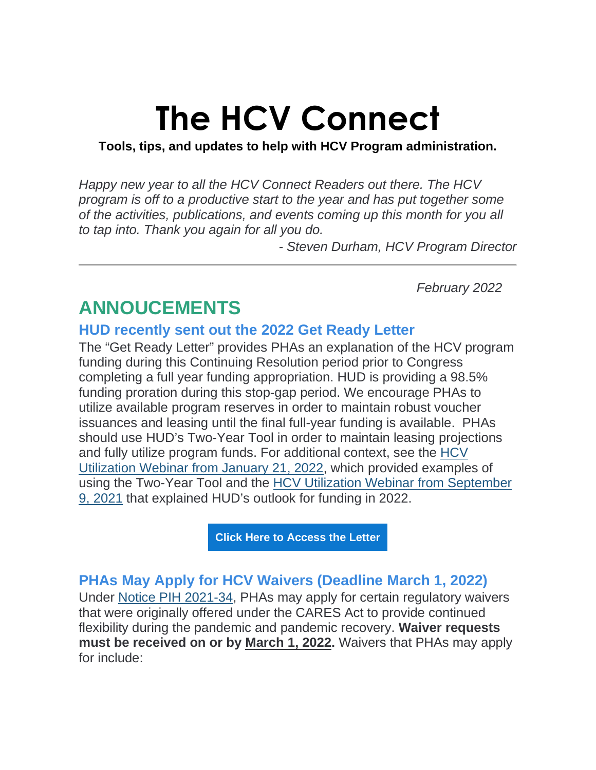# The HCV Connect

**Tools, tips, and updates to help with HCV Program administration.**

*Happy new year to all the HCV Connect Readers out there. The HCV program is off to a productive start to the year and has put together some of the activities, publications, and events coming up this month for you all to tap into. Thank you again for all you do.*

*- Steven Durham, HCV Program Director*

---

*February 2022*

## ANNOUCEMENTS

### HUD recently sent out the 2022 Get Ready Letter

The "Get Ready Letter" provides PHAs an explanation of the HCV program funding during this Continuing Resolution period prior to Congress completing a full year funding appropriation. HUD is providing a 98.5% funding proration during this stop-gap period. We encourage PHAs to utilize available program reserves in order to maintain robust voucher issuances and leasing until the final full-year funding is available. PHAs should use HUD's Two-Year Tool in order to maintain leasing projections and fully utilize program funds. For additional context, see the HCV Utilization Webinar from January 21, 2022, which provided examples of using the Two-Year Tool and the HCV Utilization Webinar from September 9, 2021 that explained HUD's outlook for funding in 2022.

**Click Here to Access the Letter**

### PHAs May Apply for HCV Waivers (Deadline March 1, 2022)

Under Notice PIH 2021-34, PHAs may apply for certain regulatory waivers that were originally offered under the CARES Act to provide continued flexibility during the pandemic and pandemic recovery. **Waiver requests must be received on or by March 1, 2022.** Waivers that PHAs may apply for include: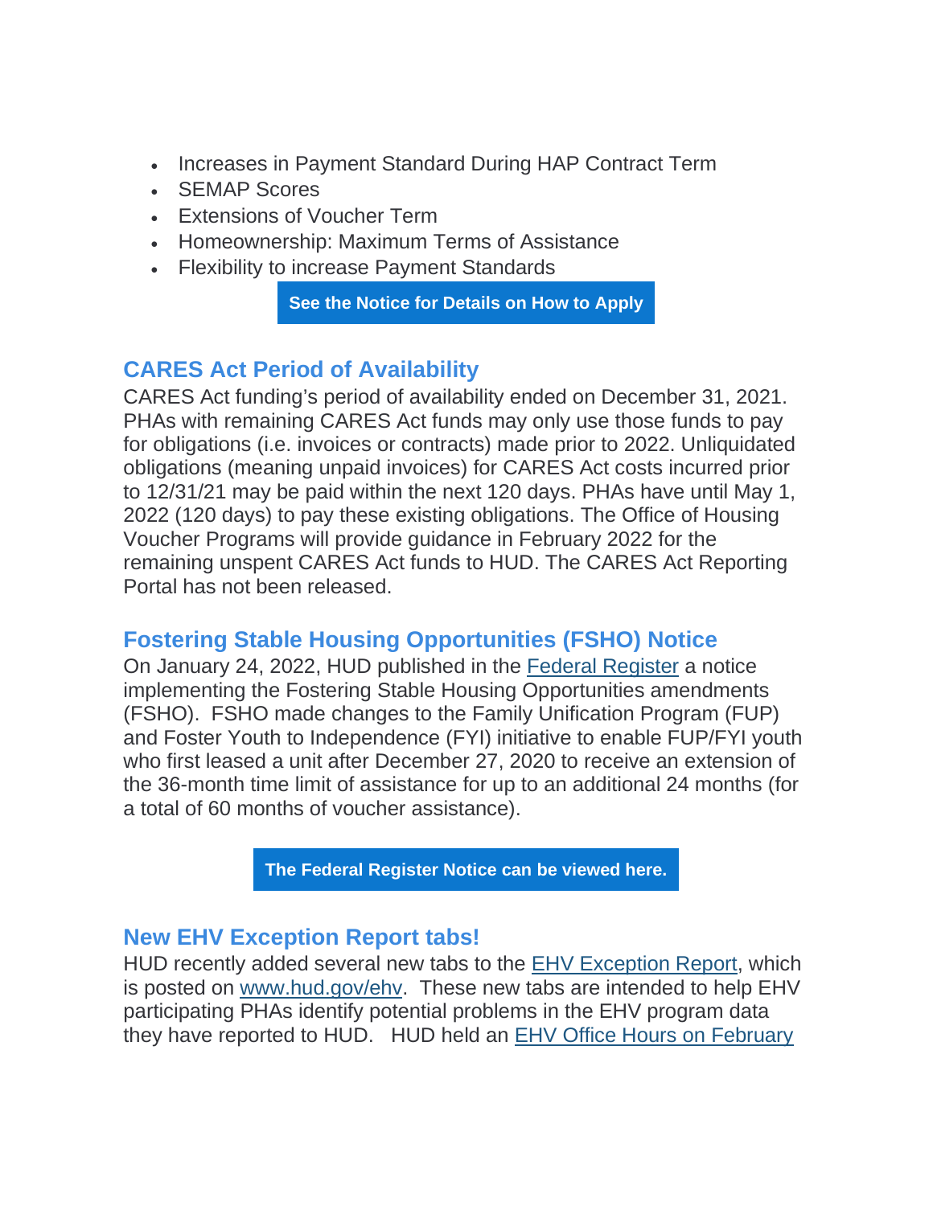- Increases in Payment Standard During HAP Contract Term
- SEMAP Scores
- Extensions of Voucher Term
- Homeownership: Maximum Terms of Assistance
- Flexibility to increase Payment Standards

**See the Notice for Details on How to Apply**

## CARES Act Period of Availability

CARES Act funding's period of availability ended on December 31, 2021. PHAs with remaining CARES Act funds may only use those funds to pay for obligations (i.e. invoices or contracts) made prior to 2022. Unliquidated obligations (meaning unpaid invoices) for CARES Act costs incurred prior to 12/31/21 may be paid within the next 120 days. PHAs have until May 1, 2022 (120 days) to pay these existing obligations. The Office of Housing Voucher Programs will provide guidance in February 2022 for the remaining unspent CARES Act funds to HUD. The CARES Act Reporting Portal has not been released.

## Fostering Stable Housing Opportunities (FSHO) Notice

On January 24, 2022, HUD published in the Federal Register a notice implementing the Fostering Stable Housing Opportunities amendments (FSHO). FSHO made changes to the Family Unification Program (FUP) and Foster Youth to Independence (FYI) initiative to enable FUP/FYI youth who first leased a unit after December 27, 2020 to receive an extension of the 36-month time limit of assistance for up to an additional 24 months (for a total of 60 months of voucher assistance).

**The Federal Register Notice can be viewed here.**

## New EHV Exception Report tabs!

HUD recently added several new tabs to the EHV Exception Report, which is posted on www.hud.gov/ehv. These new tabs are intended to help EHV participating PHAs identify potential problems in the EHV program data they have reported to HUD. HUD held an EHV Office Hours on February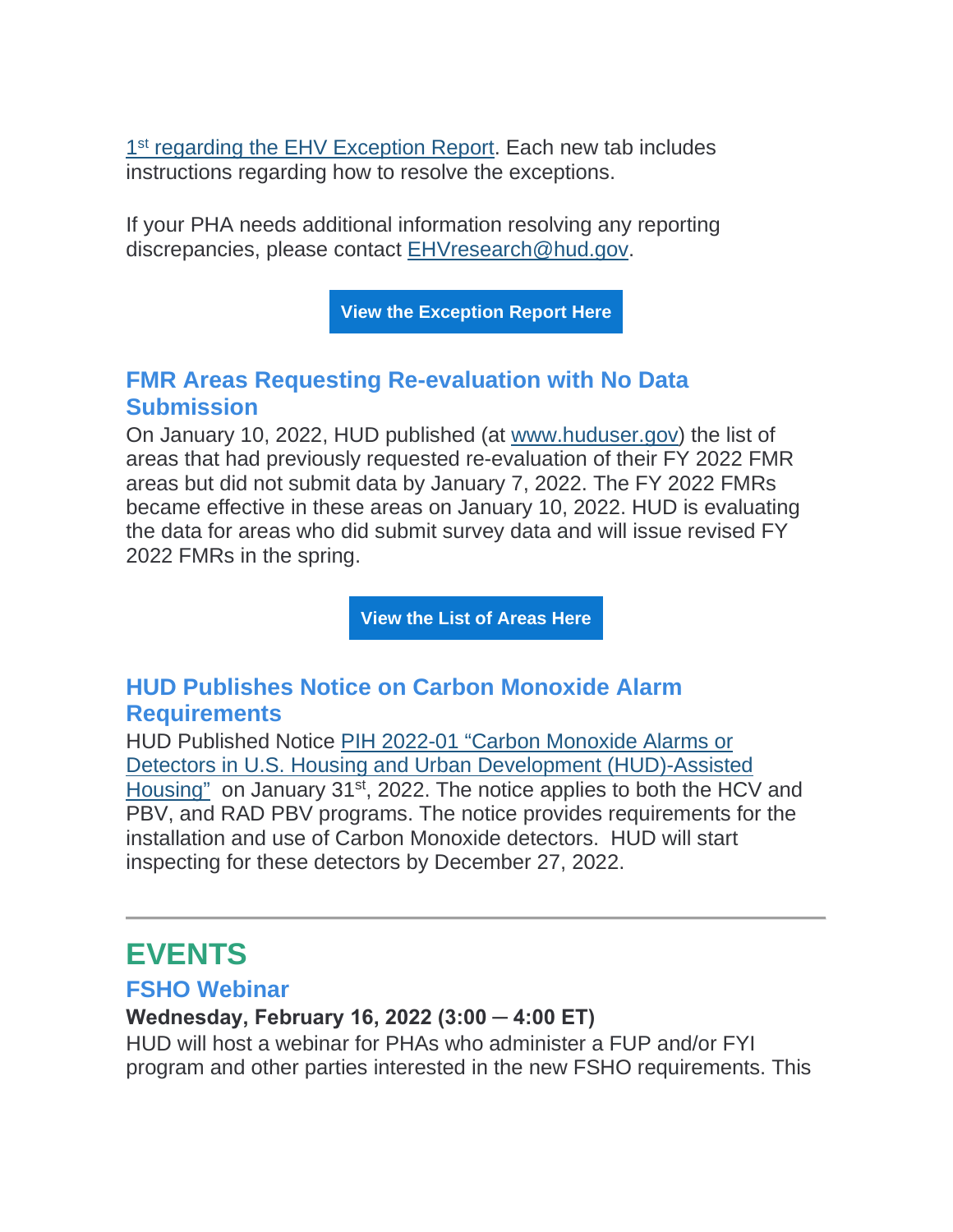1st regarding the EHV Exception Report. Each new tab includes instructions regarding how to resolve the exceptions.

If your PHA needs additional information resolving any reporting discrepancies, please contact EHVresearch@hud.gov.

**View the Exception Report Here**

### FMR Areas Requesting Re-evaluation with No Data Submission

On January 10, 2022, HUD published (at www.huduser.gov) the list of areas that had previously requested re-evaluation of their FY 2022 FMR areas but did not submit data by January 7, 2022. The FY 2022 FMRs became effective in these areas on January 10, 2022. HUD is evaluating the data for areas who did submit survey data and will issue revised FY 2022 FMRs in the spring.

**View the List of Areas Here**

### HUD Publishes Notice on Carbon Monoxide Alarm Requirements

HUD Published Notice PIH 2022-01 "Carbon Monoxide Alarms or Detectors in U.S. Housing and Urban Development (HUD)-Assisted Housing" on January 31st, 2022. The notice applies to both the HCV and PBV, and RAD PBV programs. The notice provides requirements for the installation and use of Carbon Monoxide detectors. HUD will start inspecting for these detectors by December 27, 2022.

---

## EVENTS

### FSHO Webinar

**Wednesday, February 16, 2022 (3:00 – 4:00 ET)**

HUD will host a webinar for PHAs who administer a FUP and/or FYI program and other parties interested in the new FSHO requirements. This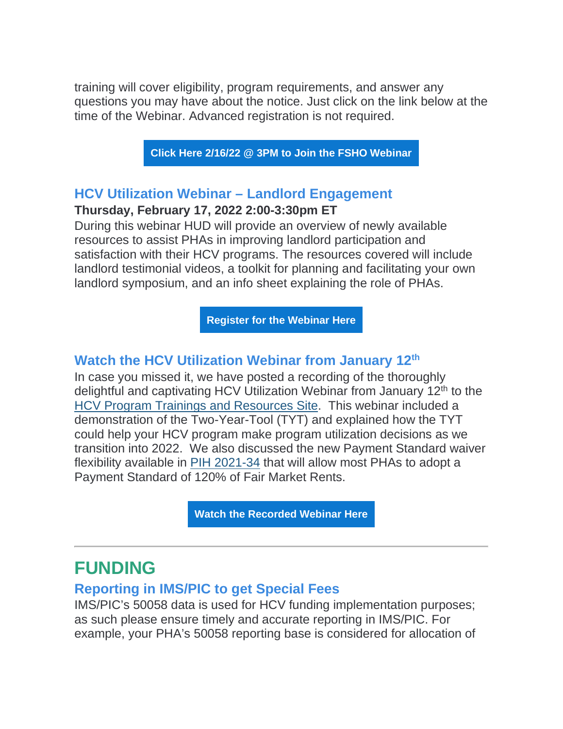training will cover eligibility, program requirements, and answer any questions you may have about the notice. Just click on the link below at the time of the Webinar. Advanced registration is not required.

**Click Here 2/16/22 @ 3PM to Join the FSHO Webinar**

### HCV Utilization Webinar – Landlord Engagement

**Thursday, February 17, 2022 2:00-3:30pm ET**

During this webinar HUD will provide an overview of newly available resources to assist PHAs in improving landlord participation and satisfaction with their HCV programs. The resources covered will include landlord testimonial videos, a toolkit for planning and facilitating your own landlord symposium, and an info sheet explaining the role of PHAs.

**Register for the Webinar Here**

### Watch the HCV Utilization Webinar from January 12th

In case you missed it, we have posted a recording of the thoroughly delightful and captivating HCV Utilization Webinar from January 12th to the HCV Program Trainings and Resources Site. This webinar included a demonstration of the Two-Year-Tool (TYT) and explained how the TYT could help your HCV program make program utilization decisions as we transition into 2022. We also discussed the new Payment Standard waiver flexibility available in PIH 2021-34 that will allow most PHAs to adopt a Payment Standard of 120% of Fair Market Rents.

**Watch the Recorded Webinar Here**

---

## FUNDING

### Reporting in IMS/PIC to get Special Fees

IMS/PIC's 50058 data is used for HCV funding implementation purposes; as such please ensure timely and accurate reporting in IMS/PIC. For example, your PHA's 50058 reporting base is considered for allocation of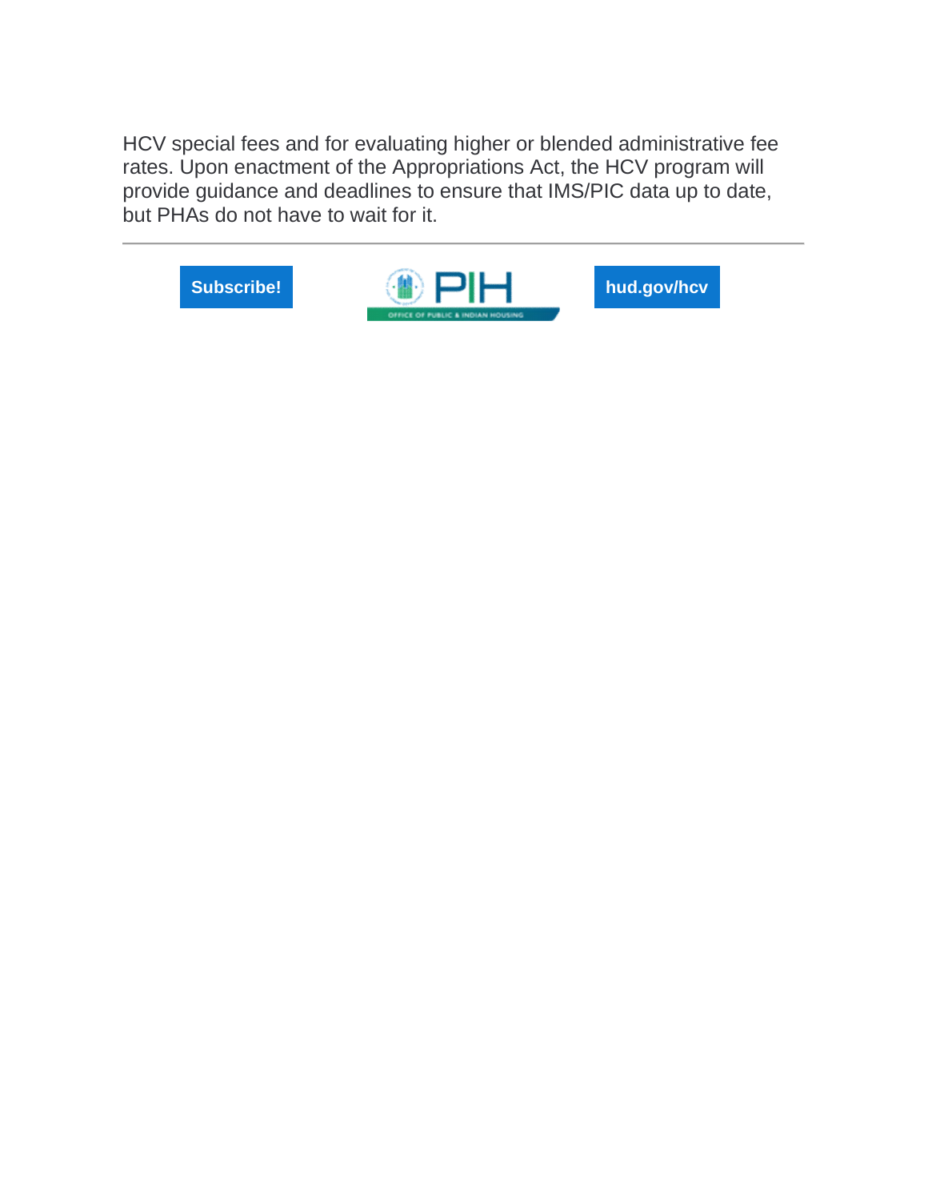HCV special fees and for evaluating higher or blended administrative fee rates. Upon enactment of the Appropriations Act, the HCV program will provide guidance and deadlines to ensure that IMS/PIC data up to date, but PHAs do not have to wait for it.

---

Subscribe!

PIH
OFFICE OF PUBLIC & INDIAN HOUSING

hud.gov/hcv